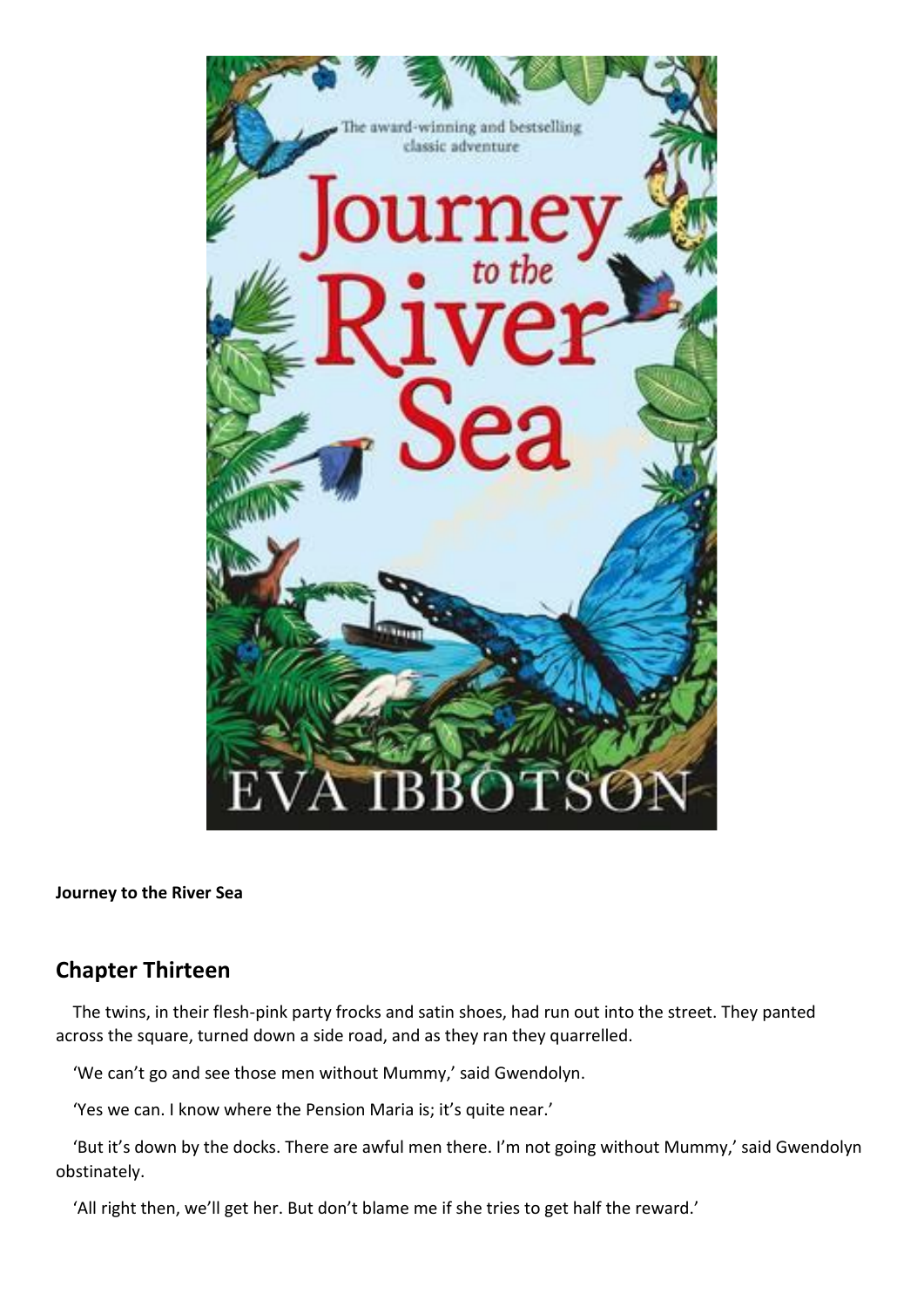**Journey to the River Sea**

## Chapter Thirteen

The twins, in their flesh-pink party frocks and satin shoes, had run out into the street. They panted across the square, turned down a side road, and as they ran they quarrelled.

'We can't go and see those men without Mummy,' said Gwendolyn.

'Yes we can. I know where the Pension Maria is; it's quite near.'

'But it's down by the docks. There are awful men there. I'm not going without Mummy,' said Gwendolyn obstinately.

'All right then, we'll get her. But don't blame me if she tries to get half the reward.'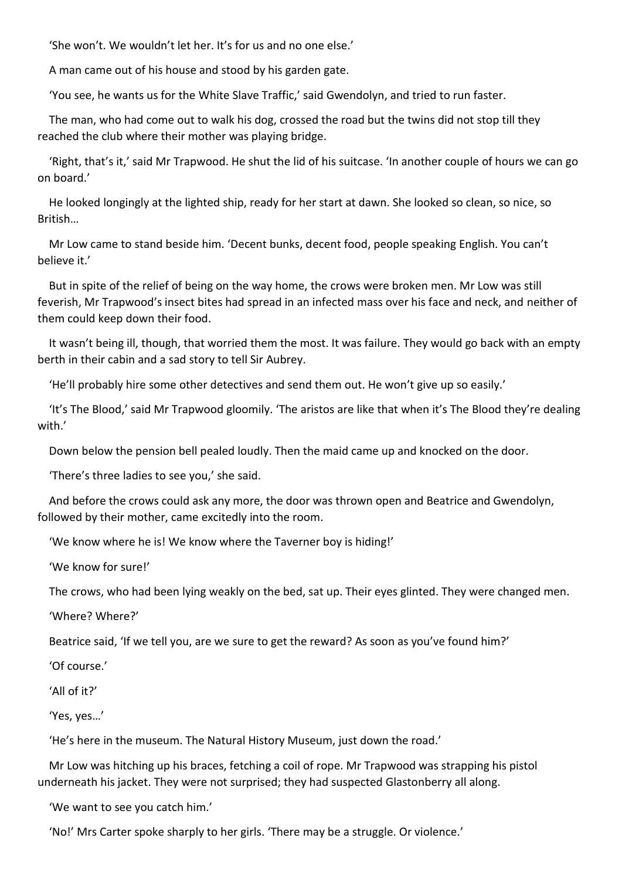'She won't. We wouldn't let her. It's for us and no one else.'

A man came out of his house and stood by his garden gate.

'You see, he wants us for the White Slave Traffic,' said Gwendolyn, and tried to run faster.

The man, who had come out to walk his dog, crossed the road but the twins did not stop till they reached the club where their mother was playing bridge.

'Right, that's it,' said Mr Trapwood. He shut the lid of his suitcase. 'In another couple of hours we can go on board.'

He looked longingly at the lighted ship, ready for her start at dawn. She looked so clean, so nice, so British…

Mr Low came to stand beside him. 'Decent bunks, decent food, people speaking English. You can't believe it.'

But in spite of the relief of being on the way home, the crows were broken men. Mr Low was still feverish, Mr Trapwood's insect bites had spread in an infected mass over his face and neck, and neither of them could keep down their food.

It wasn't being ill, though, that worried them the most. It was failure. They would go back with an empty berth in their cabin and a sad story to tell Sir Aubrey.

'He'll probably hire some other detectives and send them out. He won't give up so easily.'

'It's The Blood,' said Mr Trapwood gloomily. 'The aristos are like that when it's The Blood they're dealing with.'

Down below the pension bell pealed loudly. Then the maid came up and knocked on the door.

'There's three ladies to see you,' she said.

And before the crows could ask any more, the door was thrown open and Beatrice and Gwendolyn, followed by their mother, came excitedly into the room.

'We know where he is! We know where the Taverner boy is hiding!'

'We know for sure!'

The crows, who had been lying weakly on the bed, sat up. Their eyes glinted. They were changed men.

'Where? Where?'

Beatrice said, 'If we tell you, are we sure to get the reward? As soon as you've found him?'

'Of course.'

'All of it?'

'Yes, yes…'

'He's here in the museum. The Natural History Museum, just down the road.'

Mr Low was hitching up his braces, fetching a coil of rope. Mr Trapwood was strapping his pistol underneath his jacket. They were not surprised; they had suspected Glastonberry all along.

'We want to see you catch him.'

'No!' Mrs Carter spoke sharply to her girls. 'There may be a struggle. Or violence.'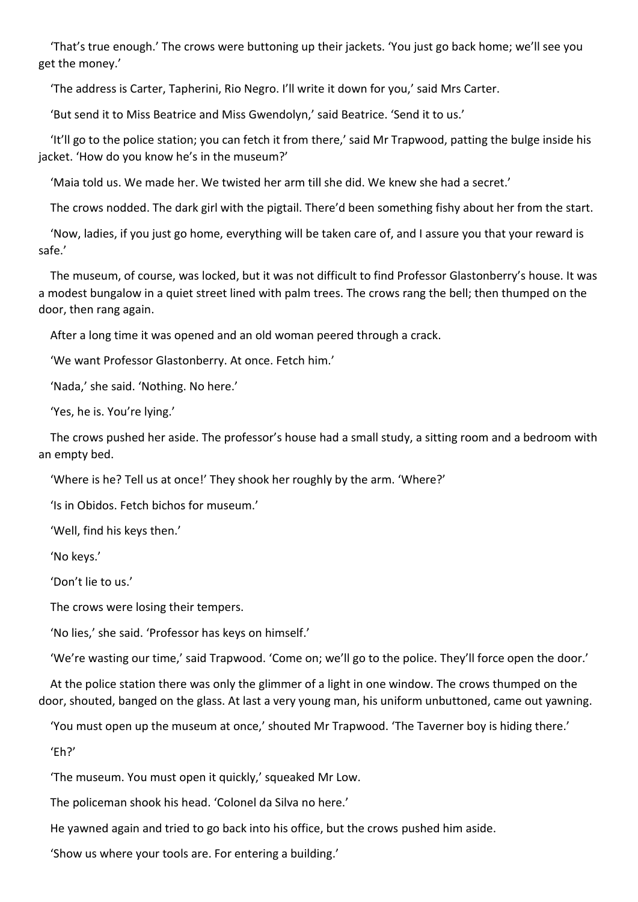'That's true enough.' The crows were buttoning up their jackets. 'You just go back home; we'll see you get the money.'

'The address is Carter, Tapherini, Rio Negro. I'll write it down for you,' said Mrs Carter.

'But send it to Miss Beatrice and Miss Gwendolyn,' said Beatrice. 'Send it to us.'

'It'll go to the police station; you can fetch it from there,' said Mr Trapwood, patting the bulge inside his jacket. 'How do you know he's in the museum?'

'Maia told us. We made her. We twisted her arm till she did. We knew she had a secret.'

The crows nodded. The dark girl with the pigtail. There'd been something fishy about her from the start.

'Now, ladies, if you just go home, everything will be taken care of, and I assure you that your reward is safe.'

The museum, of course, was locked, but it was not difficult to find Professor Glastonberry's house. It was a modest bungalow in a quiet street lined with palm trees. The crows rang the bell; then thumped on the door, then rang again.

After a long time it was opened and an old woman peered through a crack.

'We want Professor Glastonberry. At once. Fetch him.'

'Nada,' she said. 'Nothing. No here.'

'Yes, he is. You're lying.'

The crows pushed her aside. The professor's house had a small study, a sitting room and a bedroom with an empty bed.

'Where is he? Tell us at once!' They shook her roughly by the arm. 'Where?'

'Is in Obidos. Fetch bichos for museum.'

'Well, find his keys then.'

'No keys.'

'Don't lie to us.'

The crows were losing their tempers.

'No lies,' she said. 'Professor has keys on himself.'

'We're wasting our time,' said Trapwood. 'Come on; we'll go to the police. They'll force open the door.'

At the police station there was only the glimmer of a light in one window. The crows thumped on the door, shouted, banged on the glass. At last a very young man, his uniform unbuttoned, came out yawning.

'You must open up the museum at once,' shouted Mr Trapwood. 'The Taverner boy is hiding there.'

'Eh?'

'The museum. You must open it quickly,' squeaked Mr Low.

The policeman shook his head. 'Colonel da Silva no here.'

He yawned again and tried to go back into his office, but the crows pushed him aside.

'Show us where your tools are. For entering a building.'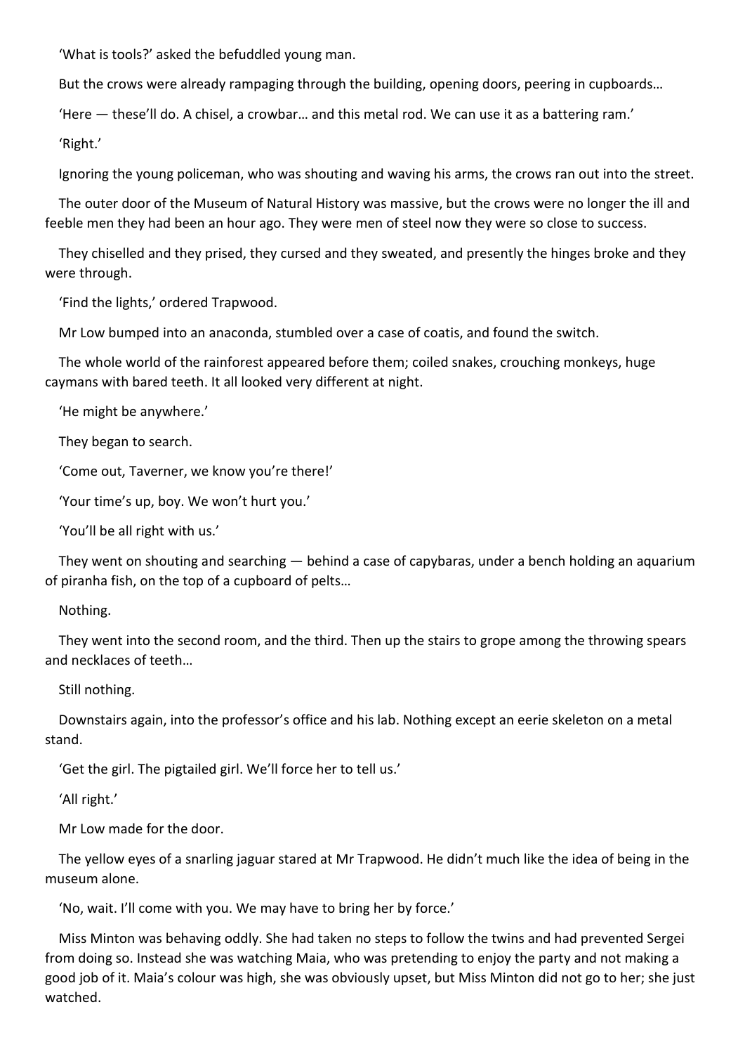'What is tools?' asked the befuddled young man.

But the crows were already rampaging through the building, opening doors, peering in cupboards…

'Here — these'll do. A chisel, a crowbar… and this metal rod. We can use it as a battering ram.'

'Right.'

Ignoring the young policeman, who was shouting and waving his arms, the crows ran out into the street.

The outer door of the Museum of Natural History was massive, but the crows were no longer the ill and feeble men they had been an hour ago. They were men of steel now they were so close to success.

They chiselled and they prised, they cursed and they sweated, and presently the hinges broke and they were through.

'Find the lights,' ordered Trapwood.

Mr Low bumped into an anaconda, stumbled over a case of coatis, and found the switch.

The whole world of the rainforest appeared before them; coiled snakes, crouching monkeys, huge caymans with bared teeth. It all looked very different at night.

'He might be anywhere.'

They began to search.

'Come out, Taverner, we know you're there!'

'Your time's up, boy. We won't hurt you.'

'You'll be all right with us.'

They went on shouting and searching — behind a case of capybaras, under a bench holding an aquarium of piranha fish, on the top of a cupboard of pelts…

Nothing.

They went into the second room, and the third. Then up the stairs to grope among the throwing spears and necklaces of teeth…

Still nothing.

Downstairs again, into the professor's office and his lab. Nothing except an eerie skeleton on a metal stand.

'Get the girl. The pigtailed girl. We'll force her to tell us.'

'All right.'

Mr Low made for the door.

The yellow eyes of a snarling jaguar stared at Mr Trapwood. He didn't much like the idea of being in the museum alone.

'No, wait. I'll come with you. We may have to bring her by force.'

Miss Minton was behaving oddly. She had taken no steps to follow the twins and had prevented Sergei from doing so. Instead she was watching Maia, who was pretending to enjoy the party and not making a good job of it. Maia's colour was high, she was obviously upset, but Miss Minton did not go to her; she just watched.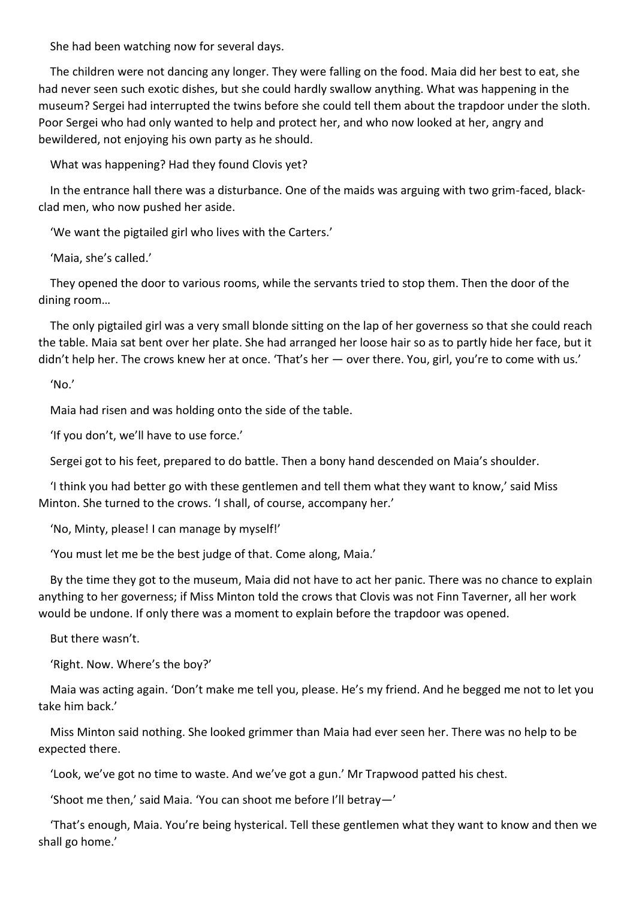She had been watching now for several days.

The children were not dancing any longer. They were falling on the food. Maia did her best to eat, she had never seen such exotic dishes, but she could hardly swallow anything. What was happening in the museum? Sergei had interrupted the twins before she could tell them about the trapdoor under the sloth. Poor Sergei who had only wanted to help and protect her, and who now looked at her, angry and bewildered, not enjoying his own party as he should.

What was happening? Had they found Clovis yet?

In the entrance hall there was a disturbance. One of the maids was arguing with two grim-faced, black-clad men, who now pushed her aside.

'We want the pigtailed girl who lives with the Carters.'

'Maia, she's called.'

They opened the door to various rooms, while the servants tried to stop them. Then the door of the dining room…

The only pigtailed girl was a very small blonde sitting on the lap of her governess so that she could reach the table. Maia sat bent over her plate. She had arranged her loose hair so as to partly hide her face, but it didn't help her. The crows knew her at once. 'That's her — over there. You, girl, you're to come with us.'

'No.'

Maia had risen and was holding onto the side of the table.

'If you don't, we'll have to use force.'

Sergei got to his feet, prepared to do battle. Then a bony hand descended on Maia's shoulder.

'I think you had better go with these gentlemen and tell them what they want to know,' said Miss Minton. She turned to the crows. 'I shall, of course, accompany her.'

'No, Minty, please! I can manage by myself!'

'You must let me be the best judge of that. Come along, Maia.'

By the time they got to the museum, Maia did not have to act her panic. There was no chance to explain anything to her governess; if Miss Minton told the crows that Clovis was not Finn Taverner, all her work would be undone. If only there was a moment to explain before the trapdoor was opened.

But there wasn't.

'Right. Now. Where's the boy?'

Maia was acting again. 'Don't make me tell you, please. He's my friend. And he begged me not to let you take him back.'

Miss Minton said nothing. She looked grimmer than Maia had ever seen her. There was no help to be expected there.

'Look, we've got no time to waste. And we've got a gun.' Mr Trapwood patted his chest.

'Shoot me then,' said Maia. 'You can shoot me before I'll betray—'

'That's enough, Maia. You're being hysterical. Tell these gentlemen what they want to know and then we shall go home.'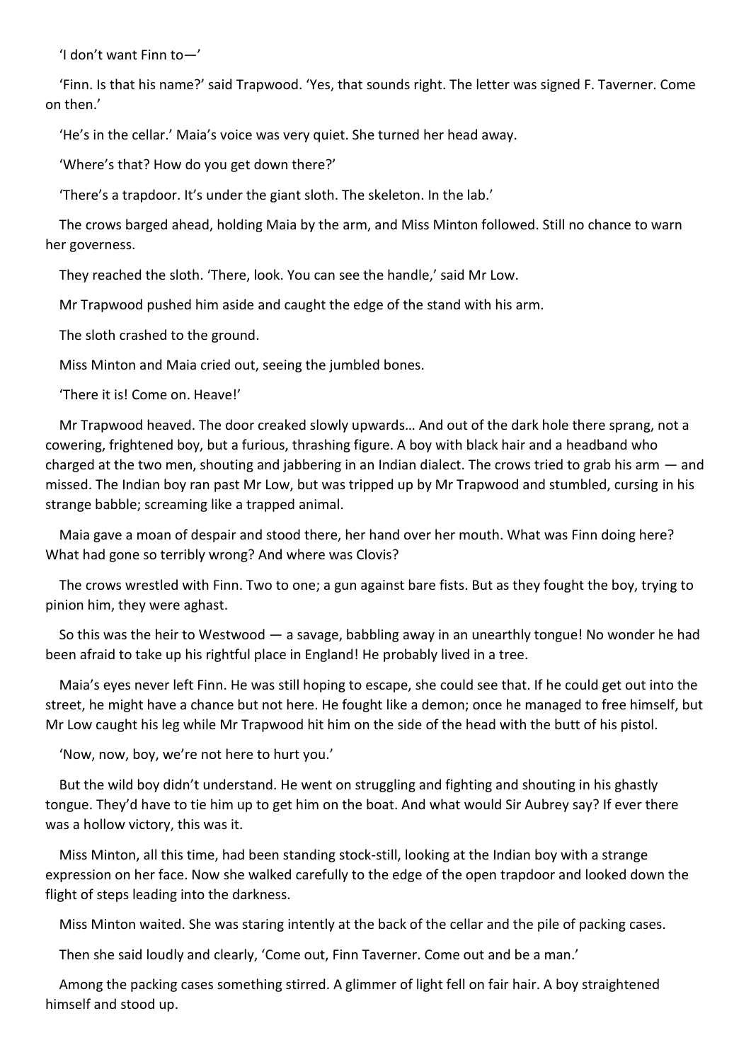'I don't want Finn to—'

'Finn. Is that his name?' said Trapwood. 'Yes, that sounds right. The letter was signed F. Taverner. Come on then.'

'He's in the cellar.' Maia's voice was very quiet. She turned her head away.

'Where's that? How do you get down there?'

'There's a trapdoor. It's under the giant sloth. The skeleton. In the lab.'

The crows barged ahead, holding Maia by the arm, and Miss Minton followed. Still no chance to warn her governess.

They reached the sloth. 'There, look. You can see the handle,' said Mr Low.

Mr Trapwood pushed him aside and caught the edge of the stand with his arm.

The sloth crashed to the ground.

Miss Minton and Maia cried out, seeing the jumbled bones.

'There it is! Come on. Heave!'

Mr Trapwood heaved. The door creaked slowly upwards… And out of the dark hole there sprang, not a cowering, frightened boy, but a furious, thrashing figure. A boy with black hair and a headband who charged at the two men, shouting and jabbering in an Indian dialect. The crows tried to grab his arm — and missed. The Indian boy ran past Mr Low, but was tripped up by Mr Trapwood and stumbled, cursing in his strange babble; screaming like a trapped animal.

Maia gave a moan of despair and stood there, her hand over her mouth. What was Finn doing here? What had gone so terribly wrong? And where was Clovis?

The crows wrestled with Finn. Two to one; a gun against bare fists. But as they fought the boy, trying to pinion him, they were aghast.

So this was the heir to Westwood — a savage, babbling away in an unearthly tongue! No wonder he had been afraid to take up his rightful place in England! He probably lived in a tree.

Maia's eyes never left Finn. He was still hoping to escape, she could see that. If he could get out into the street, he might have a chance but not here. He fought like a demon; once he managed to free himself, but Mr Low caught his leg while Mr Trapwood hit him on the side of the head with the butt of his pistol.

'Now, now, boy, we're not here to hurt you.'

But the wild boy didn't understand. He went on struggling and fighting and shouting in his ghastly tongue. They'd have to tie him up to get him on the boat. And what would Sir Aubrey say? If ever there was a hollow victory, this was it.

Miss Minton, all this time, had been standing stock-still, looking at the Indian boy with a strange expression on her face. Now she walked carefully to the edge of the open trapdoor and looked down the flight of steps leading into the darkness.

Miss Minton waited. She was staring intently at the back of the cellar and the pile of packing cases.

Then she said loudly and clearly, 'Come out, Finn Taverner. Come out and be a man.'

Among the packing cases something stirred. A glimmer of light fell on fair hair. A boy straightened himself and stood up.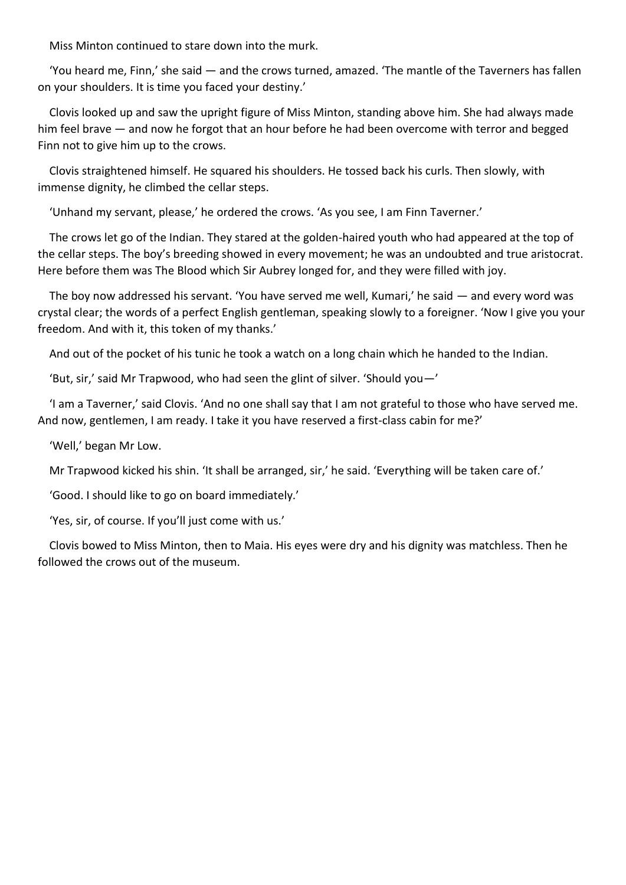Miss Minton continued to stare down into the murk.

'You heard me, Finn,' she said — and the crows turned, amazed. 'The mantle of the Taverners has fallen on your shoulders. It is time you faced your destiny.'

Clovis looked up and saw the upright figure of Miss Minton, standing above him. She had always made him feel brave — and now he forgot that an hour before he had been overcome with terror and begged Finn not to give him up to the crows.

Clovis straightened himself. He squared his shoulders. He tossed back his curls. Then slowly, with immense dignity, he climbed the cellar steps.

'Unhand my servant, please,' he ordered the crows. 'As you see, I am Finn Taverner.'

The crows let go of the Indian. They stared at the golden-haired youth who had appeared at the top of the cellar steps. The boy's breeding showed in every movement; he was an undoubted and true aristocrat. Here before them was The Blood which Sir Aubrey longed for, and they were filled with joy.

The boy now addressed his servant. 'You have served me well, Kumari,' he said — and every word was crystal clear; the words of a perfect English gentleman, speaking slowly to a foreigner. 'Now I give you your freedom. And with it, this token of my thanks.'

And out of the pocket of his tunic he took a watch on a long chain which he handed to the Indian.

'But, sir,' said Mr Trapwood, who had seen the glint of silver. 'Should you—'

'I am a Taverner,' said Clovis. 'And no one shall say that I am not grateful to those who have served me. And now, gentlemen, I am ready. I take it you have reserved a first-class cabin for me?'

'Well,' began Mr Low.

Mr Trapwood kicked his shin. 'It shall be arranged, sir,' he said. 'Everything will be taken care of.'

'Good. I should like to go on board immediately.'

'Yes, sir, of course. If you'll just come with us.'

Clovis bowed to Miss Minton, then to Maia. His eyes were dry and his dignity was matchless. Then he followed the crows out of the museum.